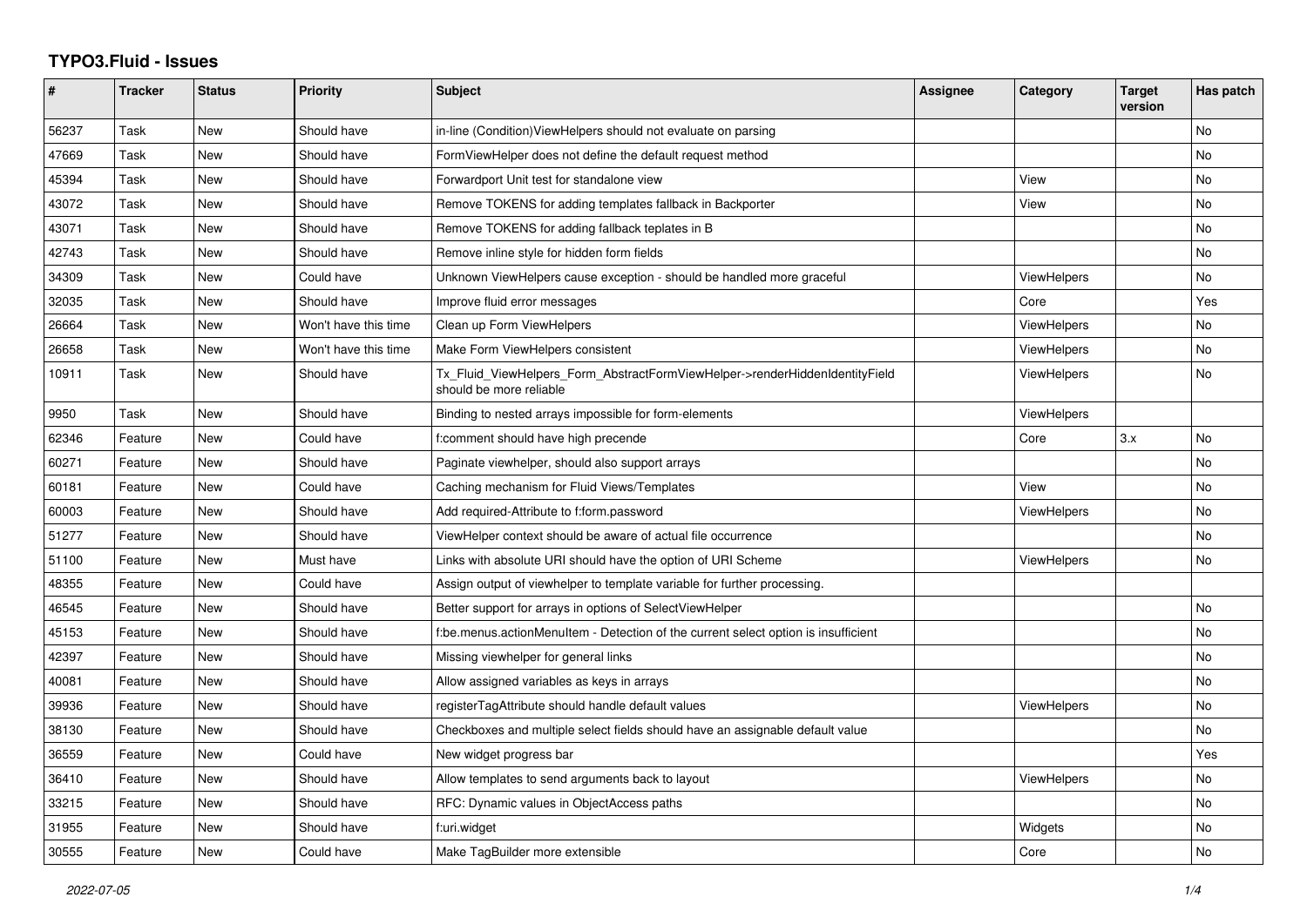# TYPO3.Fluid - Issues

| # | Tracker | Status | Priority | Subject | Assignee | Category | Target version | Has patch |
|---|---|---|---|---|---|---|---|---|
| 56237 | Task | New | Should have | in-line (Condition)ViewHelpers should not evaluate on parsing | | | | No |
| 47669 | Task | New | Should have | FormViewHelper does not define the default request method | | | | No |
| 45394 | Task | New | Should have | Forwardport Unit test for standalone view | | View | | No |
| 43072 | Task | New | Should have | Remove TOKENS for adding templates fallback in Backporter | | View | | No |
| 43071 | Task | New | Should have | Remove TOKENS for adding fallback teplates in B | | | | No |
| 42743 | Task | New | Should have | Remove inline style for hidden form fields | | | | No |
| 34309 | Task | New | Could have | Unknown ViewHelpers cause exception - should be handled more graceful | | ViewHelpers | | No |
| 32035 | Task | New | Should have | Improve fluid error messages | | Core | | Yes |
| 26664 | Task | New | Won't have this time | Clean up Form ViewHelpers | | ViewHelpers | | No |
| 26658 | Task | New | Won't have this time | Make Form ViewHelpers consistent | | ViewHelpers | | No |
| 10911 | Task | New | Should have | Tx_Fluid_ViewHelpers_Form_AbstractFormViewHelper->renderHiddenIdentityField should be more reliable | | ViewHelpers | | No |
| 9950 | Task | New | Should have | Binding to nested arrays impossible for form-elements | | ViewHelpers | | |
| 62346 | Feature | New | Could have | f:comment should have high precende | | Core | 3.x | No |
| 60271 | Feature | New | Should have | Paginate viewhelper, should also support arrays | | | | No |
| 60181 | Feature | New | Could have | Caching mechanism for Fluid Views/Templates | | View | | No |
| 60003 | Feature | New | Should have | Add required-Attribute to f:form.password | | ViewHelpers | | No |
| 51277 | Feature | New | Should have | ViewHelper context should be aware of actual file occurrence | | | | No |
| 51100 | Feature | New | Must have | Links with absolute URI should have the option of URI Scheme | | ViewHelpers | | No |
| 48355 | Feature | New | Could have | Assign output of viewhelper to template variable for further processing. | | | | |
| 46545 | Feature | New | Should have | Better support for arrays in options of SelectViewHelper | | | | No |
| 45153 | Feature | New | Should have | f:be.menus.actionMenuItem - Detection of the current select option is insufficient | | | | No |
| 42397 | Feature | New | Should have | Missing viewhelper for general links | | | | No |
| 40081 | Feature | New | Should have | Allow assigned variables as keys in arrays | | | | No |
| 39936 | Feature | New | Should have | registerTagAttribute should handle default values | | ViewHelpers | | No |
| 38130 | Feature | New | Should have | Checkboxes and multiple select fields should have an assignable default value | | | | No |
| 36559 | Feature | New | Could have | New widget progress bar | | | | Yes |
| 36410 | Feature | New | Should have | Allow templates to send arguments back to layout | | ViewHelpers | | No |
| 33215 | Feature | New | Should have | RFC: Dynamic values in ObjectAccess paths | | | | No |
| 31955 | Feature | New | Should have | f:uri.widget | | Widgets | | No |
| 30555 | Feature | New | Could have | Make TagBuilder more extensible | | Core | | No |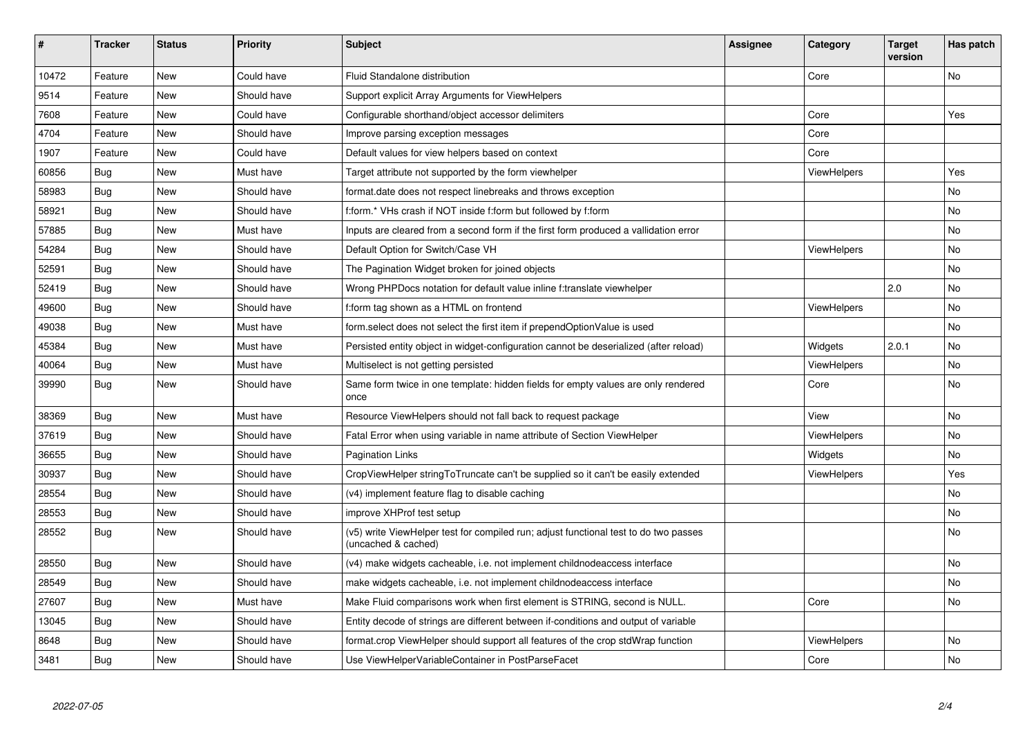| # | Tracker | Status | Priority | Subject | Assignee | Category | Target version | Has patch |
|---|---|---|---|---|---|---|---|---|
| 10472 | Feature | New | Could have | Fluid Standalone distribution | | Core | | No |
| 9514 | Feature | New | Should have | Support explicit Array Arguments for ViewHelpers | | | | |
| 7608 | Feature | New | Could have | Configurable shorthand/object accessor delimiters | | Core | | Yes |
| 4704 | Feature | New | Should have | Improve parsing exception messages | | Core | | |
| 1907 | Feature | New | Could have | Default values for view helpers based on context | | Core | | |
| 60856 | Bug | New | Must have | Target attribute not supported by the form viewhelper | | ViewHelpers | | Yes |
| 58983 | Bug | New | Should have | format.date does not respect linebreaks and throws exception | | | | No |
| 58921 | Bug | New | Should have | f:form.* VHs crash if NOT inside f:form but followed by f:form | | | | No |
| 57885 | Bug | New | Must have | Inputs are cleared from a second form if the first form produced a vallidation error | | | | No |
| 54284 | Bug | New | Should have | Default Option for Switch/Case VH | | ViewHelpers | | No |
| 52591 | Bug | New | Should have | The Pagination Widget broken for joined objects | | | | No |
| 52419 | Bug | New | Should have | Wrong PHPDocs notation for default value inline f:translate viewhelper | | | 2.0 | No |
| 49600 | Bug | New | Should have | f:form tag shown as a HTML on frontend | | ViewHelpers | | No |
| 49038 | Bug | New | Must have | form.select does not select the first item if prependOptionValue is used | | | | No |
| 45384 | Bug | New | Must have | Persisted entity object in widget-configuration cannot be deserialized (after reload) | | Widgets | 2.0.1 | No |
| 40064 | Bug | New | Must have | Multiselect is not getting persisted | | ViewHelpers | | No |
| 39990 | Bug | New | Should have | Same form twice in one template: hidden fields for empty values are only rendered once | | Core | | No |
| 38369 | Bug | New | Must have | Resource ViewHelpers should not fall back to request package | | View | | No |
| 37619 | Bug | New | Should have | Fatal Error when using variable in name attribute of Section ViewHelper | | ViewHelpers | | No |
| 36655 | Bug | New | Should have | Pagination Links | | Widgets | | No |
| 30937 | Bug | New | Should have | CropViewHelper stringToTruncate can't be supplied so it can't be easily extended | | ViewHelpers | | Yes |
| 28554 | Bug | New | Should have | (v4) implement feature flag to disable caching | | | | No |
| 28553 | Bug | New | Should have | improve XHProf test setup | | | | No |
| 28552 | Bug | New | Should have | (v5) write ViewHelper test for compiled run; adjust functional test to do two passes (uncached & cached) | | | | No |
| 28550 | Bug | New | Should have | (v4) make widgets cacheable, i.e. not implement childnodeaccess interface | | | | No |
| 28549 | Bug | New | Should have | make widgets cacheable, i.e. not implement childnodeaccess interface | | | | No |
| 27607 | Bug | New | Must have | Make Fluid comparisons work when first element is STRING, second is NULL. | | Core | | No |
| 13045 | Bug | New | Should have | Entity decode of strings are different between if-conditions and output of variable | | | | |
| 8648 | Bug | New | Should have | format.crop ViewHelper should support all features of the crop stdWrap function | | ViewHelpers | | No |
| 3481 | Bug | New | Should have | Use ViewHelperVariableContainer in PostParseFacet | | Core | | No |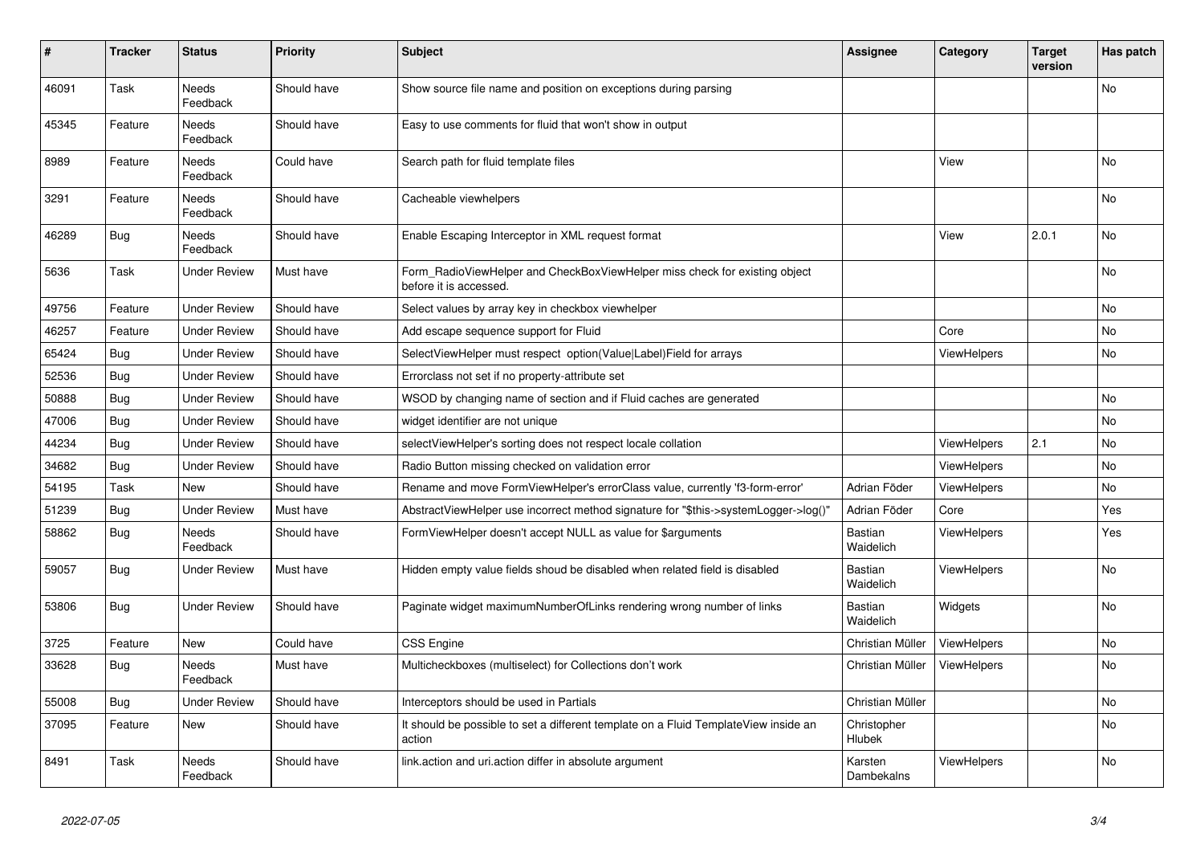| # | Tracker | Status | Priority | Subject | Assignee | Category | Target version | Has patch |
| --- | --- | --- | --- | --- | --- | --- | --- | --- |
| 46091 | Task | Needs Feedback | Should have | Show source file name and position on exceptions during parsing | | | | No |
| 45345 | Feature | Needs Feedback | Should have | Easy to use comments for fluid that won't show in output | | | | |
| 8989 | Feature | Needs Feedback | Could have | Search path for fluid template files | | View | | No |
| 3291 | Feature | Needs Feedback | Should have | Cacheable viewhelpers | | | | No |
| 46289 | Bug | Needs Feedback | Should have | Enable Escaping Interceptor in XML request format | | View | 2.0.1 | No |
| 5636 | Task | Under Review | Must have | Form_RadioViewHelper and CheckBoxViewHelper miss check for existing object before it is accessed. | | | | No |
| 49756 | Feature | Under Review | Should have | Select values by array key in checkbox viewhelper | | | | No |
| 46257 | Feature | Under Review | Should have | Add escape sequence support for Fluid | | Core | | No |
| 65424 | Bug | Under Review | Should have | SelectViewHelper must respect option(Value\|Label)Field for arrays | | ViewHelpers | | No |
| 52536 | Bug | Under Review | Should have | Errorclass not set if no property-attribute set | | | | |
| 50888 | Bug | Under Review | Should have | WSOD by changing name of section and if Fluid caches are generated | | | | No |
| 47006 | Bug | Under Review | Should have | widget identifier are not unique | | | | No |
| 44234 | Bug | Under Review | Should have | selectViewHelper's sorting does not respect locale collation | | ViewHelpers | 2.1 | No |
| 34682 | Bug | Under Review | Should have | Radio Button missing checked on validation error | | ViewHelpers | | No |
| 54195 | Task | New | Should have | Rename and move FormViewHelper's errorClass value, currently 'f3-form-error' | Adrian Föder | ViewHelpers | | No |
| 51239 | Bug | Under Review | Must have | AbstractViewHelper use incorrect method signature for "$this->systemLogger->log()" | Adrian Föder | Core | | Yes |
| 58862 | Bug | Needs Feedback | Should have | FormViewHelper doesn't accept NULL as value for $arguments | Bastian Waidelich | ViewHelpers | | Yes |
| 59057 | Bug | Under Review | Must have | Hidden empty value fields shoud be disabled when related field is disabled | Bastian Waidelich | ViewHelpers | | No |
| 53806 | Bug | Under Review | Should have | Paginate widget maximumNumberOfLinks rendering wrong number of links | Bastian Waidelich | Widgets | | No |
| 3725 | Feature | New | Could have | CSS Engine | Christian Müller | ViewHelpers | | No |
| 33628 | Bug | Needs Feedback | Must have | Multicheckboxes (multiselect) for Collections don't work | Christian Müller | ViewHelpers | | No |
| 55008 | Bug | Under Review | Should have | Interceptors should be used in Partials | Christian Müller | | | No |
| 37095 | Feature | New | Should have | It should be possible to set a different template on a Fluid TemplateView inside an action | Christopher Hlubek | | | No |
| 8491 | Task | Needs Feedback | Should have | link.action and uri.action differ in absolute argument | Karsten Dambekalns | ViewHelpers | | No |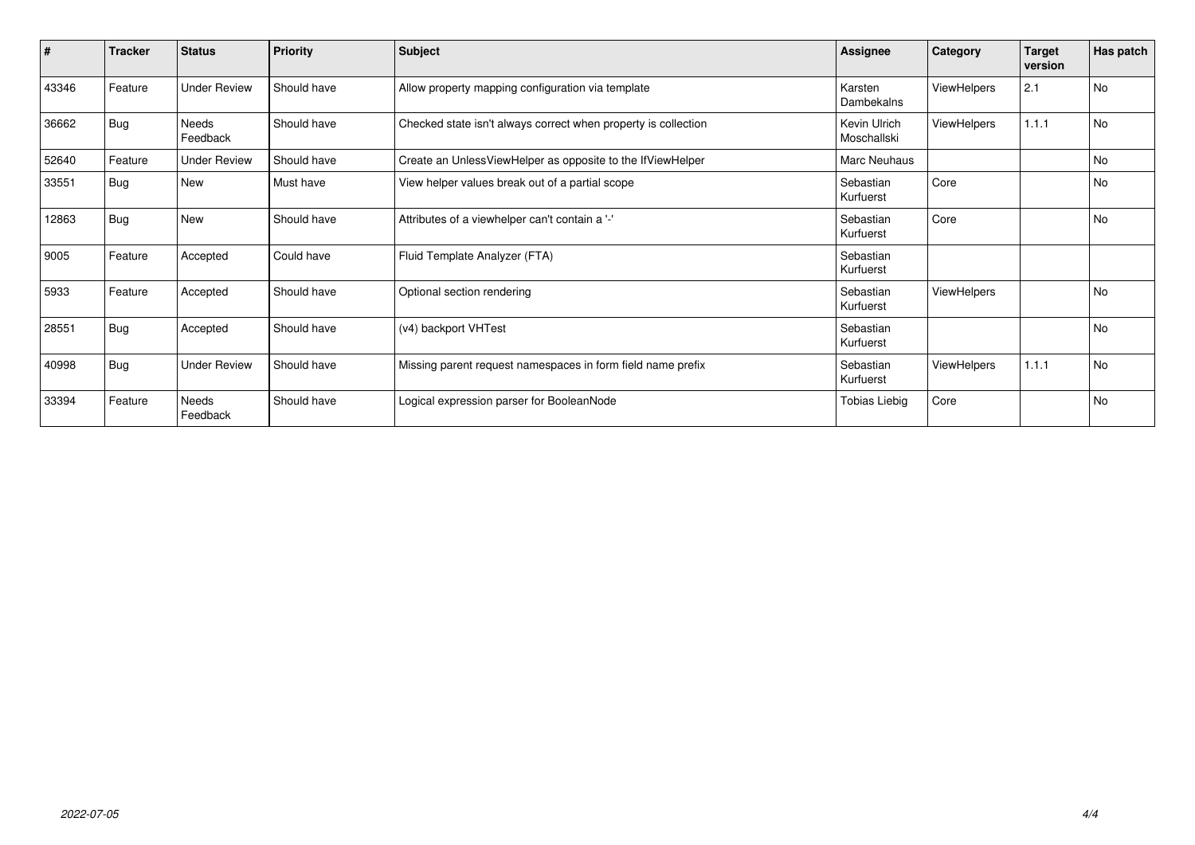| # | Tracker | Status | Priority | Subject | Assignee | Category | Target version | Has patch |
|---|---|---|---|---|---|---|---|---|
| 43346 | Feature | Under Review | Should have | Allow property mapping configuration via template | Karsten Dambekalns | ViewHelpers | 2.1 | No |
| 36662 | Bug | Needs Feedback | Should have | Checked state isn't always correct when property is collection | Kevin Ulrich Moschallski | ViewHelpers | 1.1.1 | No |
| 52640 | Feature | Under Review | Should have | Create an UnlessViewHelper as opposite to the IfViewHelper | Marc Neuhaus | | | No |
| 33551 | Bug | New | Must have | View helper values break out of a partial scope | Sebastian Kurfuerst | Core | | No |
| 12863 | Bug | New | Should have | Attributes of a viewhelper can't contain a '-' | Sebastian Kurfuerst | Core | | No |
| 9005 | Feature | Accepted | Could have | Fluid Template Analyzer (FTA) | Sebastian Kurfuerst | | | |
| 5933 | Feature | Accepted | Should have | Optional section rendering | Sebastian Kurfuerst | ViewHelpers | | No |
| 28551 | Bug | Accepted | Should have | (v4) backport VHTest | Sebastian Kurfuerst | | | No |
| 40998 | Bug | Under Review | Should have | Missing parent request namespaces in form field name prefix | Sebastian Kurfuerst | ViewHelpers | 1.1.1 | No |
| 33394 | Feature | Needs Feedback | Should have | Logical expression parser for BooleanNode | Tobias Liebig | Core | | No |

*2022-07-05*